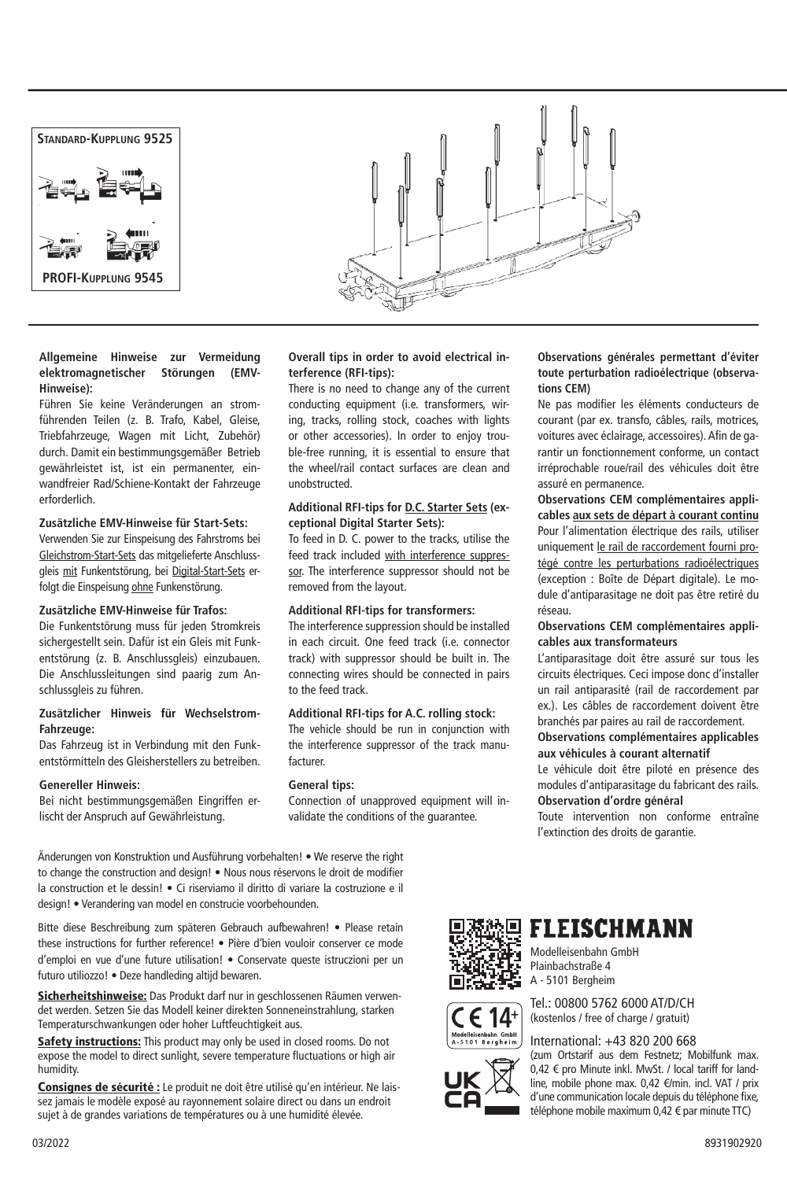**Standard-Kupplung 9525**

**PROFI-Kupplung 9545**

**Allgemeine Hinweise zur Vermeidung elektromagnetischer Störungen (EMV-Hinweise):**

Führen Sie keine Veränderungen an stromführenden Teilen (z. B. Trafo, Kabel, Gleise, Triebfahrzeuge, Wagen mit Licht, Zubehör) durch. Damit ein bestimmungsgemäßer Betrieb gewährleistet ist, ist ein permanenter, einwandfreier Rad/Schiene-Kontakt der Fahrzeuge erforderlich.

**Zusätzliche EMV-Hinweise für Start-Sets:**

Verwenden Sie zur Einspeisung des Fahrstroms bei Gleichstrom-Start-Sets das mitgelieferte Anschlussgleis mit Funkentstörung, bei Digital-Start-Sets erfolgt die Einspeisung ohne Funkentstörung.

**Zusätzliche EMV-Hinweise für Trafos:**

Die Funkentstörung muss für jeden Stromkreis sichergestellt sein. Dafür ist ein Gleis mit Funkentstörung (z. B. Anschlussgleis) einzubauen. Die Anschlussleitungen sind paarig zum Anschlussgleis zu führen.

**Zusätzlicher Hinweis für Wechselstrom-Fahrzeuge:**

Das Fahrzeug ist in Verbindung mit den Funkentstörmitteln des Gleisherstellers zu betreiben.

**Genereller Hinweis:**

Bei nicht bestimmungsgemäßen Eingriffen erlischt der Anspruch auf Gewährleistung.

**Overall tips in order to avoid electrical interference (RFI-tips):**

There is no need to change any of the current conducting equipment (i.e. transformers, wiring, tracks, rolling stock, coaches with lights or other accessories). In order to enjoy trouble-free running, it is essential to ensure that the wheel/rail contact surfaces are clean and unobstructed.

**Additional RFI-tips for D.C. Starter Sets (exceptional Digital Starter Sets):**

To feed in D. C. power to the tracks, utilise the feed track included with interference suppressor. The interference suppressor should not be removed from the layout.

**Additional RFI-tips for transformers:**

The interference suppression should be installed in each circuit. One feed track (i.e. connector track) with suppressor should be built in. The connecting wires should be connected in pairs to the feed track.

**Additional RFI-tips for A.C. rolling stock:**

The vehicle should be run in conjunction with the interference suppressor of the track manufacturer.

**General tips:**

Connection of unapproved equipment will invalidate the conditions of the guarantee.

**Observations générales permettant d'éviter toute perturbation radioélectrique (observations CEM)**

Ne pas modifier les éléments conducteurs de courant (par ex. transfo, câbles, rails, motrices, voitures avec éclairage, accessoires). Afin de garantir un fonctionnement conforme, un contact irréprochable roue/rail des véhicules doit être assuré en permanence.

**Observations CEM complémentaires applicables aux sets de départ à courant continu**

Pour l'alimentation électrique des rails, utiliser uniquement le rail de raccordement fourni protégé contre les perturbations radioélectriques (exception : Boîte de Départ digitale). Le module d'antiparasitage ne doit pas être retiré du réseau.

**Observations CEM complémentaires applicables aux transformateurs**

L'antiparasitage doit être assuré sur tous les circuits électriques. Ceci impose donc d'installer un rail antiparasité (rail de raccordement par ex.). Les câbles de raccordement doivent être branchés par paires au rail de raccordement.

**Observations complémentaires applicables aux véhicules à courant alternatif**

Le véhicule doit être piloté en présence des modules d'antiparasitage du fabricant des rails.

**Observation d'ordre général**

Toute intervention non conforme entraîne l'extinction des droits de garantie.

Änderungen von Konstruktion und Ausführung vorbehalten! • We reserve the right to change the construction and design! • Nous nous réservons le droit de modifier la construction et le dessin! • Ci riserviamo il diritto di variare la costruzione e il design! • Verandering van model en constructie voorbehounden.

Bitte diese Beschreibung zum späteren Gebrauch aufbewahren! • Please retain these instructions for further reference! • Pière d'bien vouloir conserver ce mode d'emploi en vue d'une future utilisation! • Conservate queste istruzioni per un futuro utiliozzo! • Deze handleding altijd bewaren.

**Sicherheitshinweise:** Das Produkt darf nur in geschlossenen Räumen verwendet werden. Setzen Sie das Modell keiner direkten Sonneneinstrahlung, starken Temperaturschwankungen oder hoher Luftfeuchtigkeit aus.

**Safety instructions:** This product may only be used in closed rooms. Do not expose the model to direct sunlight, severe temperature fluctuations or high air humidity.

**Consignes de sécurité :** Le produit ne doit être utilisé qu'en intérieur. Ne laissez jamais le modèle exposé au rayonnement solaire direct ou dans un endroit sujet à de grandes variations de températures ou à une humidité élevée.

**FLEISCHMANN**

Modelleisenbahn GmbH
Plainbachstraße 4
A - 5101 Bergheim

CE 14+ Modelleisenbahn GmbH A-5101 Bergheim

UK CA

Tel.: 00800 5762 6000 AT/D/CH
(kostenlos / free of charge / gratuit)

International: +43 820 200 668
(zum Ortstarif aus dem Festnetz; Mobilfunk max. 0,42 € pro Minute inkl. MwSt. / local tariff for landline, mobile phone max. 0,42 €/min. incl. VAT / prix d'une communication locale depuis du téléphone fixe, téléphone mobile maximum 0,42 € par minute TTC)

03/2022

8931902920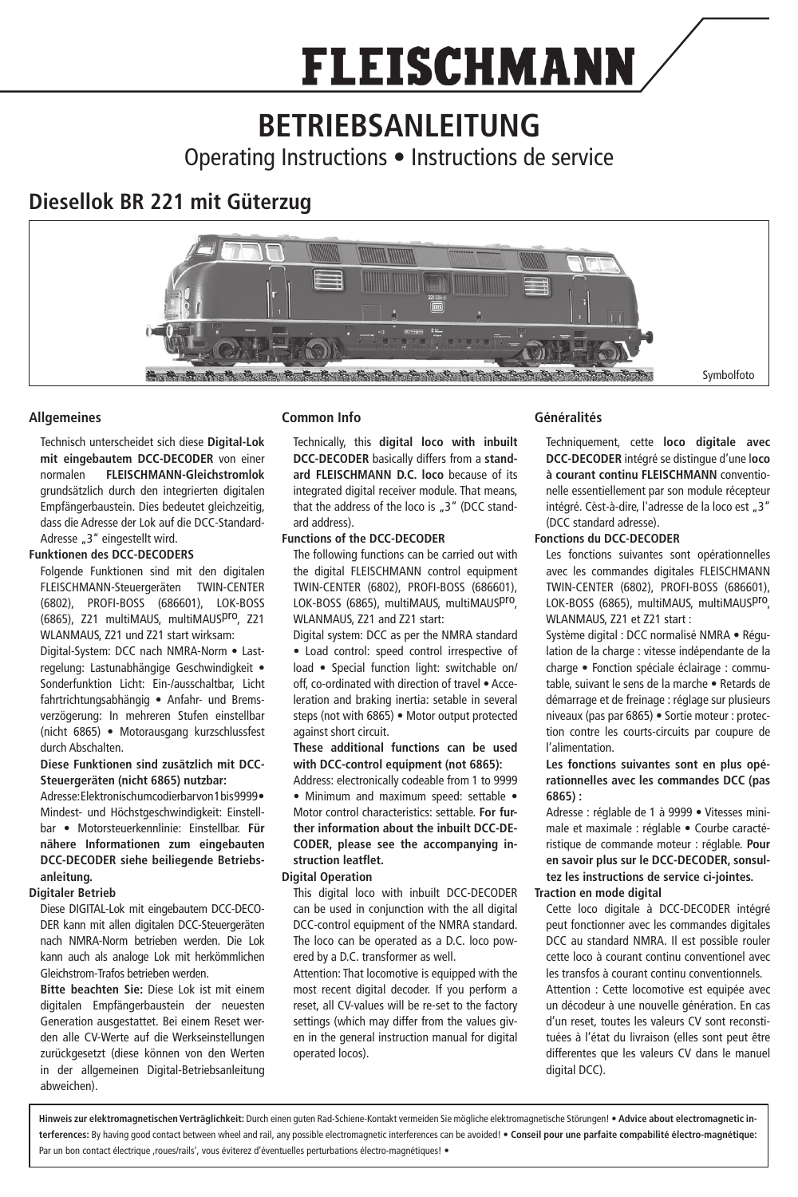# FLEISCHMANN

# BETRIEBSANLEITUNG

Operating Instructions • Instructions de service

## Diesellok BR 221 mit Güterzug

Symbolfoto

### Allgemeines

Technisch unterscheidet sich diese **Digital-Lok mit eingebautem DCC-DECODER** von einer normalen **FLEISCHMANN-Gleichstromlok** grundsätzlich durch den integrierten digitalen Empfängerbaustein. Dies bedeutet gleichzeitig, dass die Adresse der Lok auf die DCC-Standard-Adresse „3" eingestellt wird.

**Funktionen des DCC-DECODERS**

Folgende Funktionen sind mit den digitalen FLEISCHMANN-Steuergeräten TWIN-CENTER (6802), PROFI-BOSS (686601), LOK-BOSS (6865), Z21 multiMAUS, multiMAUSpro, Z21 WLANMAUS, Z21 und Z21 start wirksam:

Digital-System: DCC nach NMRA-Norm • Lastregelung: Lastunabhängige Geschwindigkeit • Sonderfunktion Licht: Ein-/ausschaltbar, Licht fahrtrichtungsabhängig • Anfahr- und Bremsverzögerung: In mehreren Stufen einstellbar (nicht 6865) • Motorausgang kurzschlussfest durch Abschalten.

**Diese Funktionen sind zusätzlich mit DCC-Steuergeräten (nicht 6865) nutzbar:**

Adresse: Elektronisch umcodierbar von 1 bis 9999 • Mindest- und Höchstgeschwindigkeit: Einstellbar • Motorsteuerkennlinie: Einstellbar. **Für nähere Informationen zum eingebauten DCC-DECODER siehe beiliegende Betriebsanleitung.**

**Digitaler Betrieb**

Diese DIGITAL-Lok mit eingebautem DCC-DECODER kann mit allen digitalen DCC-Steuergeräten nach NMRA-Norm betrieben werden. Die Lok kann auch als analoge Lok mit herkömmlichen Gleichstrom-Trafos betrieben werden.

**Bitte beachten Sie:** Diese Lok ist mit einem digitalen Empfängerbaustein der neuesten Generation ausgestattet. Bei einem Reset werden alle CV-Werte auf die Werkseinstellungen zurückgesetzt (diese können von den Werten in der allgemeinen Digital-Betriebsanleitung abweichen).

### Common Info

Technically, this **digital loco with inbuilt DCC-DECODER** basically differs from a **standard FLEISCHMANN D.C. loco** because of its integrated digital receiver module. That means, that the address of the loco is „3" (DCC standard address).

**Functions of the DCC-DECODER**

The following functions can be carried out with the digital FLEISCHMANN control equipment TWIN-CENTER (6802), PROFI-BOSS (686601), LOK-BOSS (6865), multiMAUS, multiMAUSpro, WLANMAUS, Z21 and Z21 start:

Digital system: DCC as per the NMRA standard • Load control: speed control irrespective of load • Special function light: switchable on/off, co-ordinated with direction of travel • Acceleration and braking inertia: setable in several steps (not with 6865) • Motor output protected against short circuit.

**These additional functions can be used with DCC-control equipment (not 6865):**

Address: electronically codeable from 1 to 9999 • Minimum and maximum speed: settable • Motor control characteristics: settable. **For further information about the inbuilt DCC-DECODER, please see the accompanying instruction leaflet.**

**Digital Operation**

This digital loco with inbuilt DCC-DECODER can be used in conjunction with the all digital DCC-control equipment of the NMRA standard. The loco can be operated as a D.C. loco powered by a D.C. transformer as well.

Attention: That locomotive is equipped with the most recent digital decoder. If you perform a reset, all CV-values will be re-set to the factory settings (which may differ from the values given in the general instruction manual for digital operated locos).

### Généralités

Techniquement, cette **loco digitale avec DCC-DECODER** intégré se distingue d'une l**oco à courant continu FLEISCHMANN** conventionelle essentiellement par son module récepteur intégré. Cèst-à-dire, l'adresse de la loco est „3" (DCC standard adresse).

**Fonctions du DCC-DECODER**

Les fonctions suivantes sont opérationnelles avec les commandes digitales FLEISCHMANN TWIN-CENTER (6802), PROFI-BOSS (686601), LOK-BOSS (6865), multiMAUS, multiMAUSpro, WLANMAUS, Z21 et Z21 start :

Système digital : DCC normalisé NMRA • Régulation de la charge : vitesse indépendante de la charge • Fonction spéciale éclairage : commutable, suivant le sens de la marche • Retards de démarrage et de freinage : réglage sur plusieurs niveaux (pas par 6865) • Sortie moteur : protection contre les courts-circuits par coupure de l'alimentation.

**Les fonctions suivantes sont en plus opérationnelles avec les commandes DCC (pas 6865) :**

Adresse : réglable de 1 à 9999 • Vitesses minimale et maximale : réglable • Courbe caractéristique de commande moteur : réglable. **Pour en savoir plus sur le DCC-DECODER, consultez les instructions de service ci-jointes.**

**Traction en mode digital**

Cette loco digitale à DCC-DECODER intégré peut fonctionner avec les commandes digitales DCC au standard NMRA. Il est possible rouler cette loco à courant continu conventionel avec les transfos à courant continu conventionnels.

Attention : Cette locomotive est equipée avec un décodeur à une nouvelle génération. En cas d'un reset, toutes les valeurs CV sont reconstituées à l'état du livraison (elles sont peut être differentes que les valeurs CV dans le manuel digital DCC).

**Hinweis zur elektromagnetischen Verträglichkeit:** Durch einen guten Rad-Schiene-Kontakt vermeiden Sie mögliche elektromagnetische Störungen! • **Advice about electromagnetic interferences:** By having good contact between wheel and rail, any possible electromagnetic interferences can be avoided! • **Conseil pour une parfaite compabilité électro-magnétique:** Par un bon contact électrique ‚roues/rails', vous éviterez d'éventuelles perturbations électro-magnétiques! •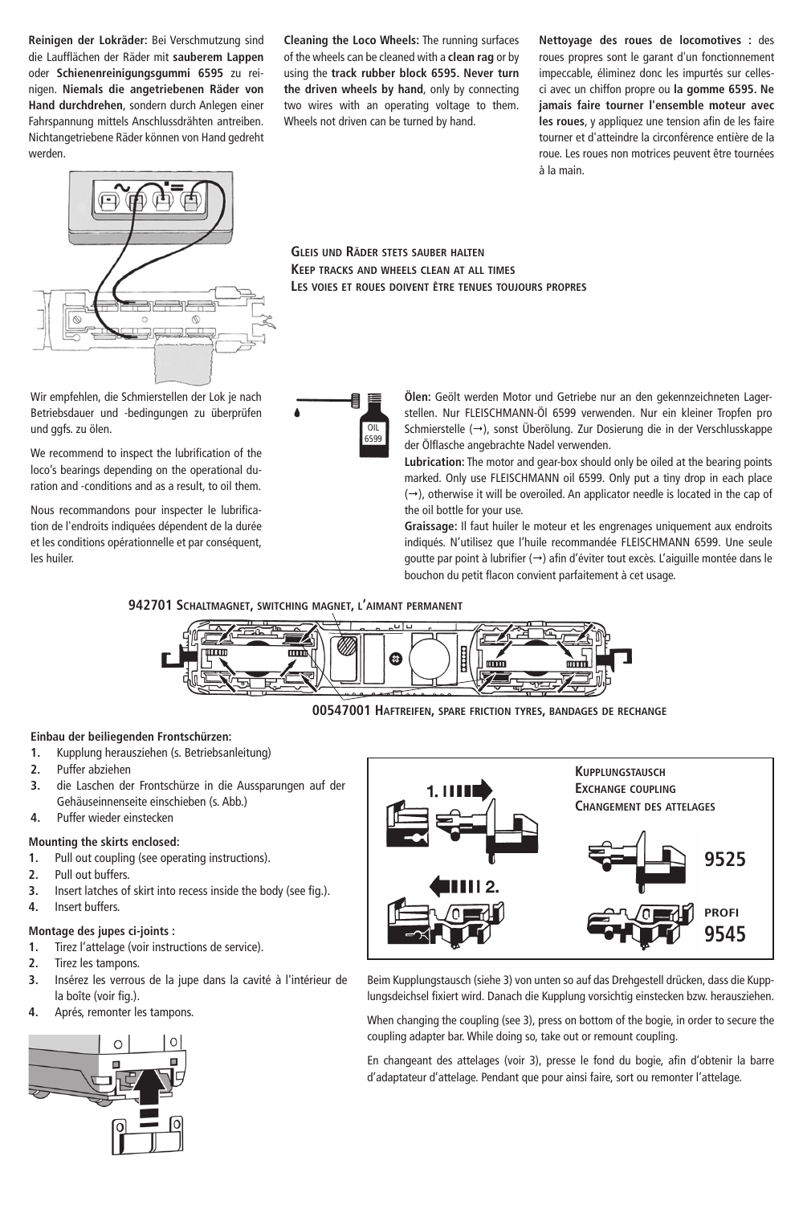**Reinigen der Lokräder:** Bei Verschmutzung sind die Laufflächen der Räder mit **sauberem Lappen** oder **Schienenreinigungsgummi 6595** zu reinigen. **Niemals die angetriebenen Räder von Hand durchdrehen**, sondern durch Anlegen einer Fahrspannung mittels Anschlussdrähten antreiben. Nichtangetriebene Räder können von Hand gedreht werden.

**Cleaning the Loco Wheels:** The running surfaces of the wheels can be cleaned with a **clean rag** or by using the **track rubber block 6595. Never turn the driven wheels by hand**, only by connecting two wires with an operating voltage to them. Wheels not driven can be turned by hand.

**Nettoyage des roues de locomotives :** des roues propres sont le garant d'un fonctionnement impeccable, éliminez donc les impurtés sur celles-ci avec un chiffon propre ou **la gomme 6595. Ne jamais faire tourner l'ensemble moteur avec les roues**, y appliquez une tension afin de les faire tourner et d'atteindre la circonférence entière de la roue. Les roues non motrices peuvent être tournées à la main.

**GLEIS UND RÄDER STETS SAUBER HALTEN**
**KEEP TRACKS AND WHEELS CLEAN AT ALL TIMES**
**LES VOIES ET ROUES DOIVENT ÊTRE TENUES TOUJOURS PROPRES**

Wir empfehlen, die Schmierstellen der Lok je nach Betriebsdauer und -bedingungen zu überprüfen und ggfs. zu ölen.

We recommend to inspect the lubrification of the loco's bearings depending on the operational duration and -conditions and as a result, to oil them.

Nous recommandons pour inspecter le lubrification de l'endroits indiquées dépendent de la durée et les conditions opérationnelle et par conséquent, les huiler.

OIL 6599

**Ölen:** Geölt werden Motor und Getriebe nur an den gekennzeichneten Lagerstellen. Nur FLEISCHMANN-Öl 6599 verwenden. Nur ein kleiner Tropfen pro Schmierstelle (→), sonst Überölung. Zur Dosierung die in der Verschlusskappe der Ölflasche angebrachte Nadel verwenden.

**Lubrication:** The motor and gear-box should only be oiled at the bearing points marked. Only use FLEISCHMANN oil 6599. Only put a tiny drop in each place (→), otherwise it will be overoiled. An applicator needle is located in the cap of the oil bottle for your use.

**Graissage:** Il faut huiler le moteur et les engrenages uniquement aux endroits indiqués. N'utilisez que l'huile recommandée FLEISCHMANN 6599. Une seule goutte par point à lubrifier (→) afin d'éviter tout excès. L'aiguille montée dans le bouchon du petit flacon convient parfaitement à cet usage.

**942701 SCHALTMAGNET, SWITCHING MAGNET, L'AIMANT PERMANENT**

**00547001 HAFTREIFEN, SPARE FRICTION TYRES, BANDAGES DE RECHANGE**

**Einbau der beiliegenden Frontschürzen:**

1. Kupplung herausziehen (s. Betriebsanleitung)
2. Puffer abziehen
3. die Laschen der Frontschürze in die Aussparungen auf der Gehäuseinnenseite einschieben (s. Abb.)
4. Puffer wieder einstecken

**Mounting the skirts enclosed:**

1. Pull out coupling (see operating instructions).
2. Pull out buffers.
3. Insert latches of skirt into recess inside the body (see fig.).
4. Insert buffers.

**Montage des jupes ci-joints :**

1. Tirez l'attelage (voir instructions de service).
2. Tirez les tampons.
3. Insérez les verrous de la jupe dans la cavité à l'intérieur de la boîte (voir fig.).
4. Aprés, remonter les tampons.

**KUPPLUNGSTAUSCH**
**EXCHANGE COUPLING**
**CHANGEMENT DES ATTELAGES**

1. 2.

9525

PROFI 9545

Beim Kupplungstausch (siehe 3) von unten so auf das Drehgestell drücken, dass die Kupplungsdeichsel fixiert wird. Danach die Kupplung vorsichtig einstecken bzw. herausziehen.

When changing the coupling (see 3), press on bottom of the bogie, in order to secure the coupling adapter bar. While doing so, take out or remount coupling.

En changeant des attelages (voir 3), presse le fond du bogie, afin d'obtenir la barre d'adaptateur d'attelage. Pendant que pour ainsi faire, sort ou remonter l'attelage.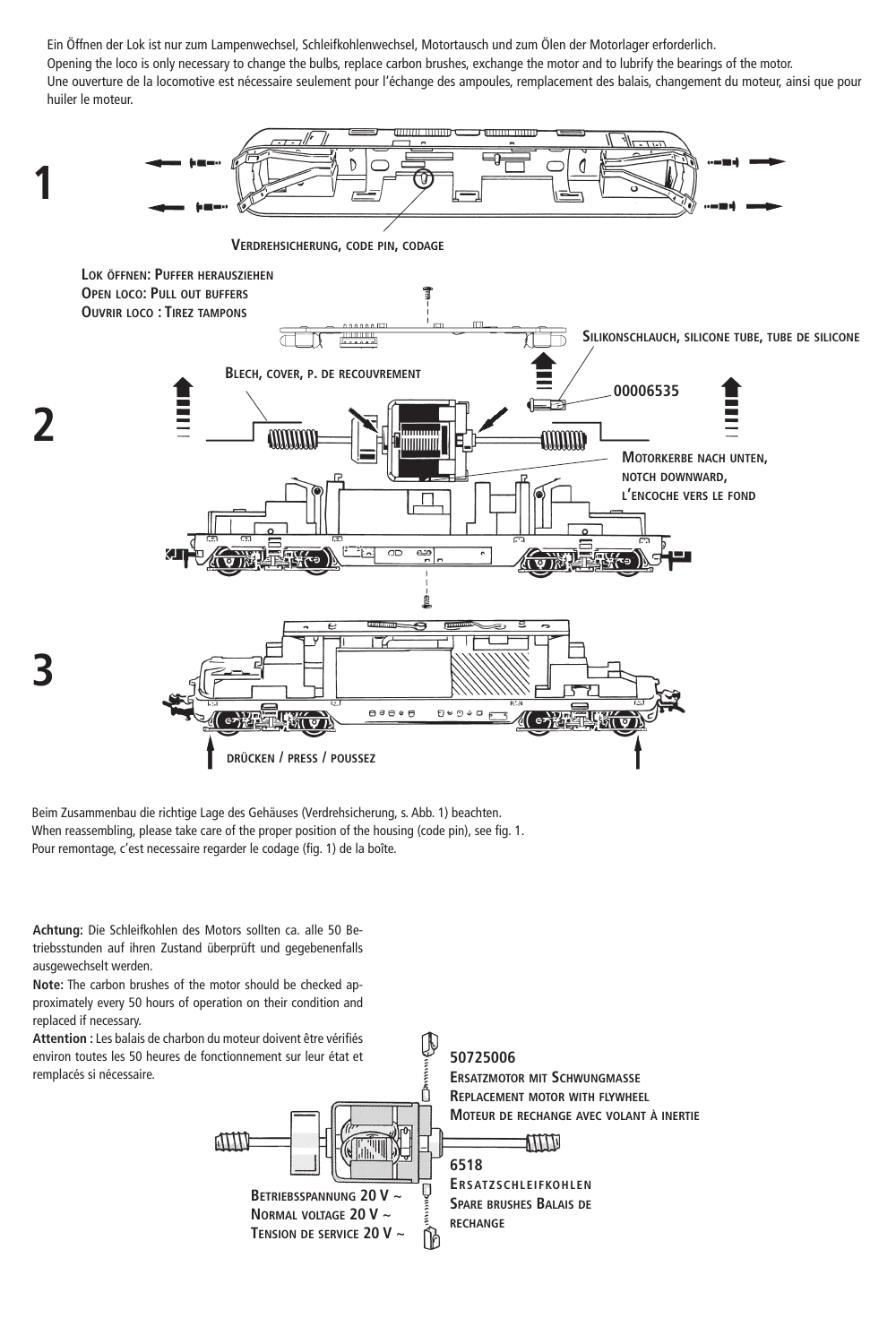Ein Öffnen der Lok ist nur zum Lampenwechsel, Schleifkohlenwechsel, Motortausch und zum Ölen der Motorlager erforderlich.
Opening the loco is only necessary to change the bulbs, replace carbon brushes, exchange the motor and to lubrify the bearings of the motor.
Une ouverture de la locomotive est nécessaire seulement pour l'échange des ampoules, remplacement des balais, changement du moteur, ainsi que pour huiler le moteur.

**1**

Verdrehsicherung, code pin, codage

Lok öffnen: Puffer herausziehen
Open loco: Pull out buffers
Ouvrir loco : Tirez tampons

**2**

Silikonschlauch, silicone tube, tube de silicone

Blech, cover, p. de recouvrement

00006535

Motorkerbe nach unten,
notch downward,
l'encoche vers le fond

**3**

drücken / press / poussez

Beim Zusammenbau die richtige Lage des Gehäuses (Verdrehsicherung, s. Abb. 1) beachten.
When reassembling, please take care of the proper position of the housing (code pin), see fig. 1.
Pour remontage, c'est necessaire regarder le codage (fig. 1) de la boîte.

**Achtung:** Die Schleifkohlen des Motors sollten ca. alle 50 Betriebsstunden auf ihren Zustand überprüft und gegebenenfalls ausgewechselt werden.
**Note:** The carbon brushes of the motor should be checked approximately every 50 hours of operation on their condition and replaced if necessary.
**Attention :** Les balais de charbon du moteur doivent être vérifiés environ toutes les 50 heures de fonctionnement sur leur état et remplacés si nécessaire.

**50725006**
Ersatzmotor mit Schwungmasse
Replacement motor with flywheel
Moteur de rechange avec volant à inertie

**6518**
Ersatzschleifkohlen
Spare brushes Balais de rechange

Betriebsspannung 20 V ~
Normal voltage 20 V ~
Tension de service 20 V ~